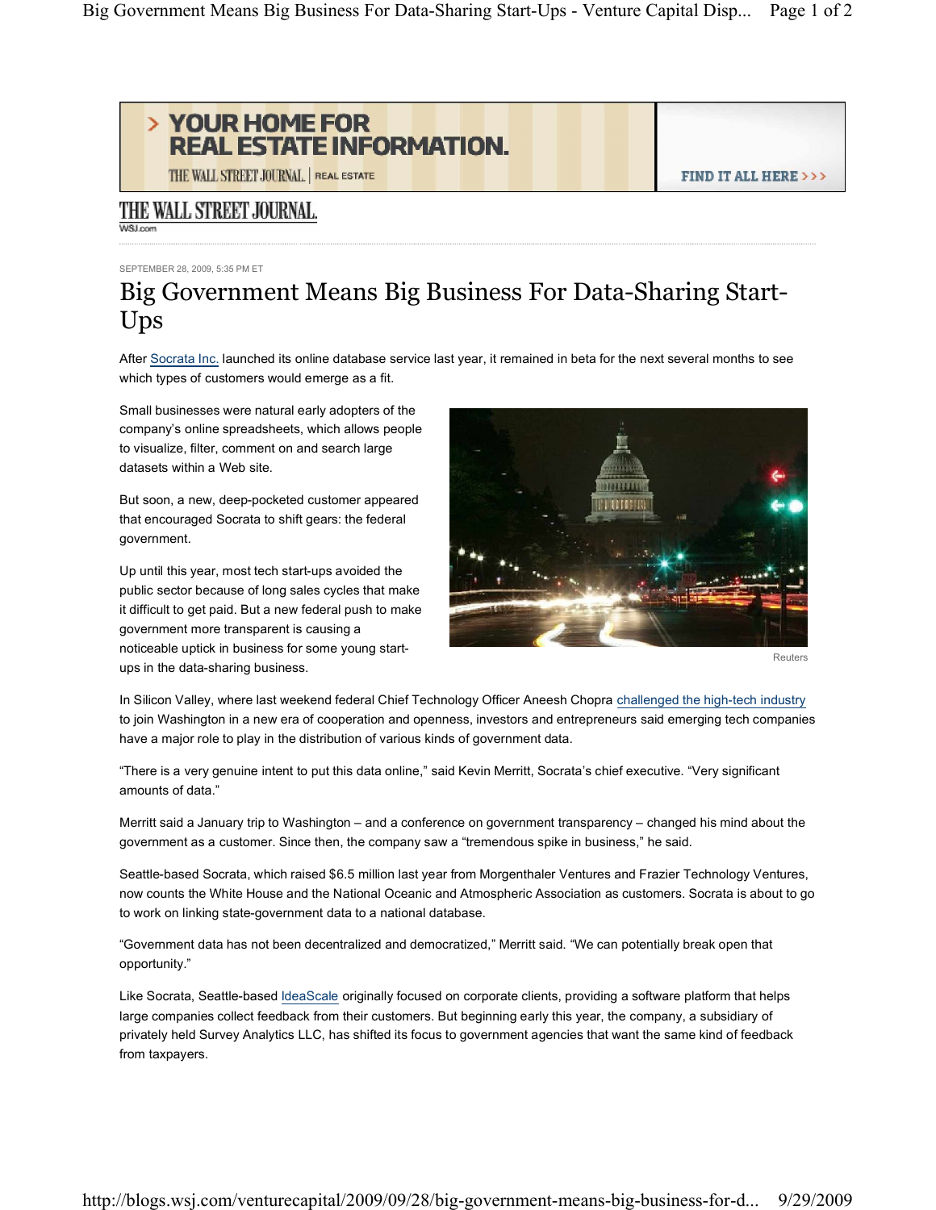THE WALL STREET JOURNAL.

WSJ.com

SEPTEMBER 28, 2009, 5:35 PM ET

# Big Government Means Big Business For Data-Sharing Start-Ups

After Socrata Inc. launched its online database service last year, it remained in beta for the next several months to see which types of customers would emerge as a fit.

Small businesses were natural early adopters of the company's online spreadsheets, which allows people to visualize, filter, comment on and search large datasets within a Web site.

But soon, a new, deep-pocketed customer appeared that encouraged Socrata to shift gears: the federal government.

Up until this year, most tech start-ups avoided the public sector because of long sales cycles that make it difficult to get paid. But a new federal push to make government more transparent is causing a noticeable uptick in business for some young start-ups in the data-sharing business.

Reuters

In Silicon Valley, where last weekend federal Chief Technology Officer Aneesh Chopra challenged the high-tech industry to join Washington in a new era of cooperation and openness, investors and entrepreneurs said emerging tech companies have a major role to play in the distribution of various kinds of government data.

"There is a very genuine intent to put this data online," said Kevin Merritt, Socrata's chief executive. "Very significant amounts of data."

Merritt said a January trip to Washington – and a conference on government transparency – changed his mind about the government as a customer. Since then, the company saw a "tremendous spike in business," he said.

Seattle-based Socrata, which raised $6.5 million last year from Morgenthaler Ventures and Frazier Technology Ventures, now counts the White House and the National Oceanic and Atmospheric Association as customers. Socrata is about to go to work on linking state-government data to a national database.

"Government data has not been decentralized and democratized," Merritt said. "We can potentially break open that opportunity."

Like Socrata, Seattle-based IdeaScale originally focused on corporate clients, providing a software platform that helps large companies collect feedback from their customers. But beginning early this year, the company, a subsidiary of privately held Survey Analytics LLC, has shifted its focus to government agencies that want the same kind of feedback from taxpayers.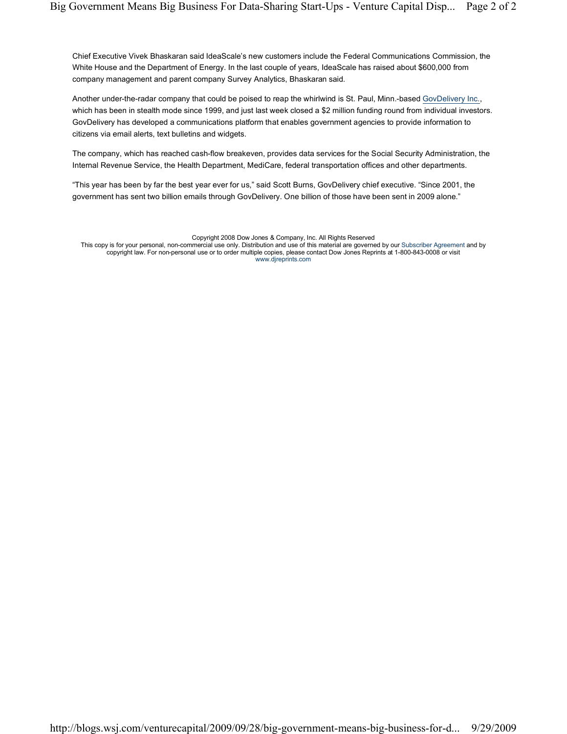Chief Executive Vivek Bhaskaran said IdeaScale's new customers include the Federal Communications Commission, the White House and the Department of Energy. In the last couple of years, IdeaScale has raised about $600,000 from company management and parent company Survey Analytics, Bhaskaran said.

Another under-the-radar company that could be poised to reap the whirlwind is St. Paul, Minn.-based GovDelivery Inc., which has been in stealth mode since 1999, and just last week closed a $2 million funding round from individual investors. GovDelivery has developed a communications platform that enables government agencies to provide information to citizens via email alerts, text bulletins and widgets.

The company, which has reached cash-flow breakeven, provides data services for the Social Security Administration, the Internal Revenue Service, the Health Department, MediCare, federal transportation offices and other departments.

"This year has been by far the best year ever for us," said Scott Burns, GovDelivery chief executive. "Since 2001, the government has sent two billion emails through GovDelivery. One billion of those have been sent in 2009 alone."

Copyright 2008 Dow Jones & Company, Inc. All Rights Reserved
This copy is for your personal, non-commercial use only. Distribution and use of this material are governed by our Subscriber Agreement and by copyright law. For non-personal use or to order multiple copies, please contact Dow Jones Reprints at 1-800-843-0008 or visit www.djreprints.com